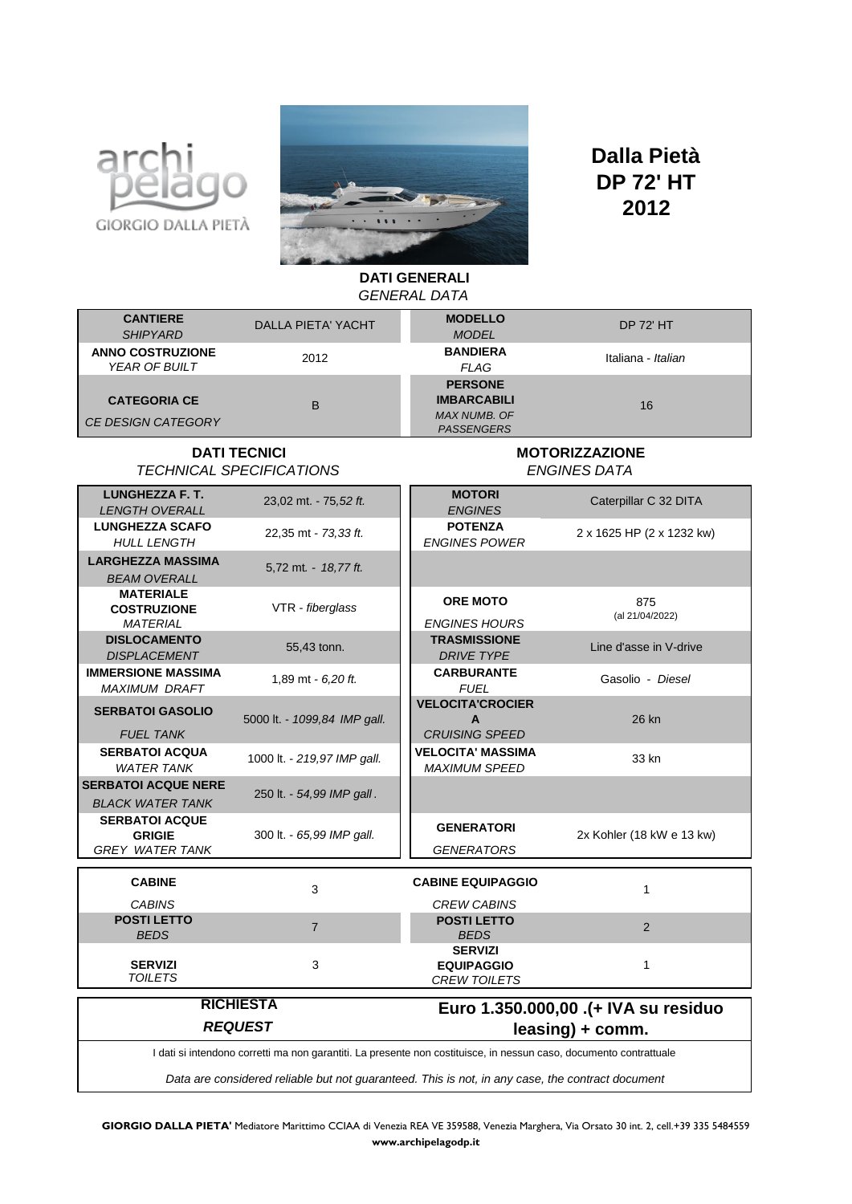# Dalla Pietà DP 72' HT 2012

## DATI GENERALI
*GENERAL DATA*

| | | | |
|---|---|---|---|
| **CANTIERE** *SHIPYARD* | DALLA PIETA' YACHT | **MODELLO** *MODEL* | DP 72' HT |
| **ANNO COSTRUZIONE** *YEAR OF BUILT* | 2012 | **BANDIERA** *FLAG* | Italiana - *Italian* |
| **CATEGORIA CE** *CE DESIGN CATEGORY* | B | **PERSONE IMBARCABILI** *MAX NUMB. OF PASSENGERS* | 16 |

## DATI TECNICI
*TECHNICAL SPECIFICATIONS*

| | |
|---|---|
| **LUNGHEZZA F. T.** *LENGTH OVERALL* | 23,02 mt. - 75,*52 ft.* |
| **LUNGHEZZA SCAFO** *HULL LENGTH* | 22,35 mt - *73,33 ft.* |
| **LARGHEZZA MASSIMA** *BEAM OVERALL* | 5,72 mt. - *18,77 ft.* |
| **MATERIALE COSTRUZIONE** *MATERIAL* | VTR - *fiberglass* |
| **DISLOCAMENTO** *DISPLACEMENT* | 55,43 tonn. |
| **IMMERSIONE MASSIMA** *MAXIMUM DRAFT* | 1,89 mt - *6,20 ft.* |
| **SERBATOI GASOLIO** *FUEL TANK* | 5000 lt. - *1099,84 IMP gall.* |
| **SERBATOI ACQUA** *WATER TANK* | 1000 lt. - *219,97 IMP gall.* |
| **SERBATOI ACQUE NERE** *BLACK WATER TANK* | 250 lt. - *54,99 IMP gall*. |
| **SERBATOI ACQUE GRIGIE** *GREY WATER TANK* | 300 lt. - *65,99 IMP gall.* |

## MOTORIZZAZIONE
*ENGINES DATA*

| | |
|---|---|
| **MOTORI** *ENGINES* | Caterpillar C 32 DITA |
| **POTENZA** *ENGINES POWER* | 2 x 1625 HP (2 x 1232 kw) |
| | |
| **ORE MOTO** *ENGINES HOURS* | 875 (al 21/04/2022) |
| **TRASMISSIONE** *DRIVE TYPE* | Line d'asse in V-drive |
| **CARBURANTE** *FUEL* | Gasolio - *Diesel* |
| **VELOCITA'CROCIERA** *CRUISING SPEED* | 26 kn |
| **VELOCITA' MASSIMA** *MAXIMUM SPEED* | 33 kn |
| | |
| **GENERATORI** *GENERATORS* | 2x Kohler (18 kW e 13 kw) |

| | | | |
|---|---|---|---|
| **CABINE** *CABINS* | 3 | **CABINE EQUIPAGGIO** *CREW CABINS* | 1 |
| **POSTI LETTO** *BEDS* | 7 | **POSTI LETTO** *BEDS* | 2 |
| **SERVIZI** *TOILETS* | 3 | **SERVIZI EQUIPAGGIO** *CREW TOILETS* | 1 |

| | |
|---|---|
| **RICHIESTA** ***REQUEST*** | **Euro 1.350.000,00 .(+ IVA su residuo leasing) + comm.** |

I dati si intendono corretti ma non garantiti. La presente non costituisce, in nessun caso, documento contrattuale

*Data are considered reliable but not guaranteed. This is not, in any case, the contract document*

**GIORGIO DALLA PIETA'** Mediatore Marittimo CCIAA di Venezia REA VE 359588, Venezia Marghera, Via Orsato 30 int. 2, cell.+39 335 5484559
**www.archipelagodp.it**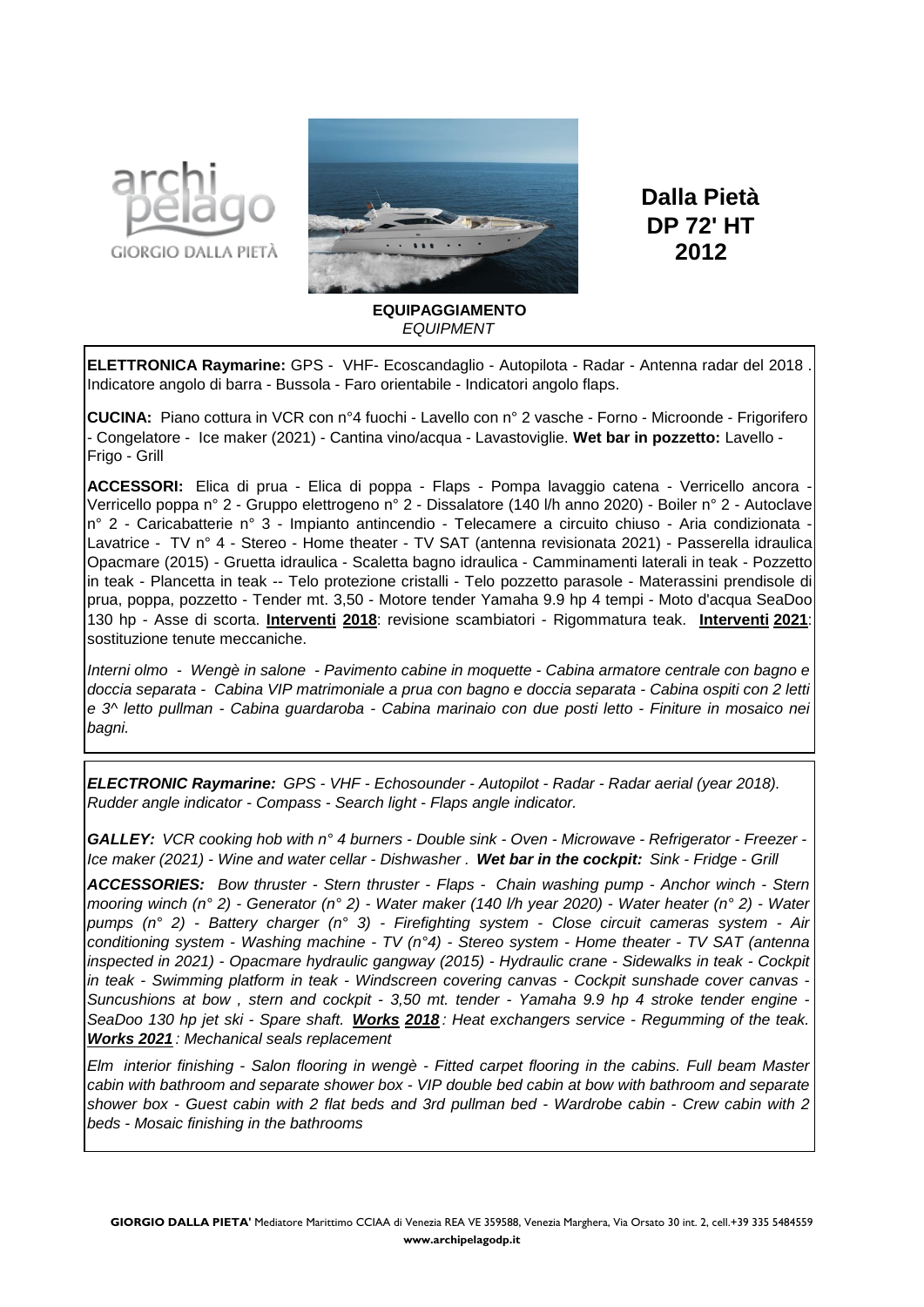archi pelago
GIORGIO DALLA PIETÀ

# Dalla Pietà DP 72' HT 2012

**EQUIPAGGIAMENTO**
*EQUIPMENT*

**ELETTRONICA Raymarine:** GPS - VHF- Ecoscandaglio - Autopilota - Radar - Antenna radar del 2018 . Indicatore angolo di barra - Bussola - Faro orientabile - Indicatori angolo flaps.

**CUCINA:** Piano cottura in VCR con n°4 fuochi - Lavello con n° 2 vasche - Forno - Microonde - Frigorifero - Congelatore - Ice maker (2021) - Cantina vino/acqua - Lavastoviglie. **Wet bar in pozzetto:** Lavello - Frigo - Grill

**ACCESSORI:** Elica di prua - Elica di poppa - Flaps - Pompa lavaggio catena - Verricello ancora - Verricello poppa n° 2 - Gruppo elettrogeno n° 2 - Dissalatore (140 l/h anno 2020) - Boiler n° 2 - Autoclave n° 2 - Caricabatterie n° 3 - Impianto antincendio - Telecamere a circuito chiuso - Aria condizionata - Lavatrice - TV n° 4 - Stereo - Home theater - TV SAT (antenna revisionata 2021) - Passerella idraulica Opacmare (2015) - Gruetta idraulica - Scaletta bagno idraulica - Camminamenti laterali in teak - Pozzetto in teak - Plancetta in teak -- Telo protezione cristalli - Telo pozzetto parasole - Materassini prendisole di prua, poppa, pozzetto - Tender mt. 3,50 - Motore tender Yamaha 9.9 hp 4 tempi - Moto d'acqua SeaDoo 130 hp - Asse di scorta. **Interventi 2018**: revisione scambiatori - Rigommatura teak. **Interventi 2021**: sostituzione tenute meccaniche.

*Interni olmo - Wengè in salone - Pavimento cabine in moquette - Cabina armatore centrale con bagno e doccia separata - Cabina VIP matrimoniale a prua con bagno e doccia separata - Cabina ospiti con 2 letti e 3^ letto pullman - Cabina guardaroba - Cabina marinaio con due posti letto - Finiture in mosaico nei bagni.*

***ELECTRONIC Raymarine:*** *GPS - VHF - Echosounder - Autopilot - Radar - Radar aerial (year 2018). Rudder angle indicator - Compass - Search light - Flaps angle indicator.*

***GALLEY:*** *VCR cooking hob with n° 4 burners - Double sink - Oven - Microwave - Refrigerator - Freezer - Ice maker (2021) - Wine and water cellar - Dishwasher .* ***Wet bar in the cockpit:*** *Sink - Fridge - Grill*

***ACCESSORIES:*** *Bow thruster - Stern thruster - Flaps - Chain washing pump - Anchor winch - Stern mooring winch (n° 2) - Generator (n° 2) - Water maker (140 l/h year 2020) - Water heater (n° 2) - Water pumps (n° 2) - Battery charger (n° 3) - Firefighting system - Close circuit cameras system - Air conditioning system - Washing machine - TV (n°4) - Stereo system - Home theater - TV SAT (antenna inspected in 2021) - Opacmare hydraulic gangway (2015) - Hydraulic crane - Sidewalks in teak - Cockpit in teak - Swimming platform in teak - Windscreen covering canvas - Cockpit sunshade cover canvas - Suncushions at bow , stern and cockpit - 3,50 mt. tender - Yamaha 9.9 hp 4 stroke tender engine - SeaDoo 130 hp jet ski - Spare shaft.* ***Works 2018*** *: Heat exchangers service - Regumming of the teak.* ***Works 2021*** *: Mechanical seals replacement*

*Elm interior finishing - Salon flooring in wengè - Fitted carpet flooring in the cabins. Full beam Master cabin with bathroom and separate shower box - VIP double bed cabin at bow with bathroom and separate shower box - Guest cabin with 2 flat beds and 3rd pullman bed - Wardrobe cabin - Crew cabin with 2 beds - Mosaic finishing in the bathrooms*

**GIORGIO DALLA PIETA'** Mediatore Marittimo CCIAA di Venezia REA VE 359588, Venezia Marghera, Via Orsato 30 int. 2, cell.+39 335 5484559
**www.archipelagodp.it**